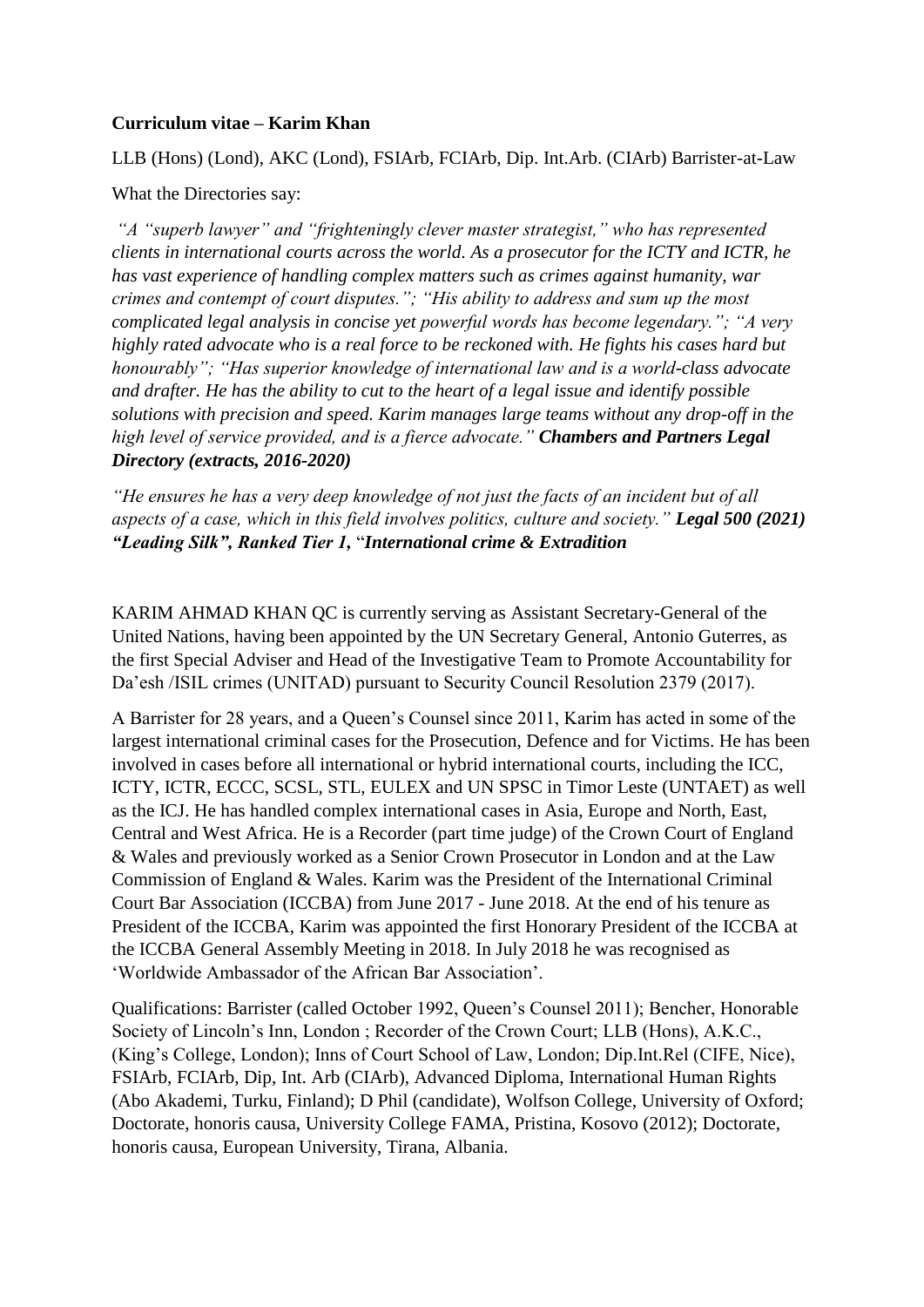**Curriculum vitae – Karim Khan**

LLB (Hons) (Lond), AKC (Lond), FSIArb, FCIArb, Dip. Int.Arb. (CIArb) Barrister-at-Law

What the Directories say:

*"A "superb lawyer" and "frighteningly clever master strategist," who has represented clients in international courts across the world. As a prosecutor for the ICTY and ICTR, he has vast experience of handling complex matters such as crimes against humanity, war crimes and contempt of court disputes."; "His ability to address and sum up the most complicated legal analysis in concise yet powerful words has become legendary."; "A very highly rated advocate who is a real force to be reckoned with. He fights his cases hard but honourably"; "Has superior knowledge of international law and is a world-class advocate and drafter. He has the ability to cut to the heart of a legal issue and identify possible solutions with precision and speed. Karim manages large teams without any drop-off in the high level of service provided, and is a fierce advocate."* ***Chambers and Partners Legal Directory (extracts, 2016-2020)***

*"He ensures he has a very deep knowledge of not just the facts of an incident but of all aspects of a case, which in this field involves politics, culture and society."* ***Legal 500 (2021) "Leading Silk", Ranked Tier 1,*** "***International crime & Extradition***

KARIM AHMAD KHAN QC is currently serving as Assistant Secretary-General of the United Nations, having been appointed by the UN Secretary General, Antonio Guterres, as the first Special Adviser and Head of the Investigative Team to Promote Accountability for Da'esh /ISIL crimes (UNITAD) pursuant to Security Council Resolution 2379 (2017).

A Barrister for 28 years, and a Queen's Counsel since 2011, Karim has acted in some of the largest international criminal cases for the Prosecution, Defence and for Victims. He has been involved in cases before all international or hybrid international courts, including the ICC, ICTY, ICTR, ECCC, SCSL, STL, EULEX and UN SPSC in Timor Leste (UNTAET) as well as the ICJ. He has handled complex international cases in Asia, Europe and North, East, Central and West Africa. He is a Recorder (part time judge) of the Crown Court of England & Wales and previously worked as a Senior Crown Prosecutor in London and at the Law Commission of England & Wales. Karim was the President of the International Criminal Court Bar Association (ICCBA) from June 2017 - June 2018. At the end of his tenure as President of the ICCBA, Karim was appointed the first Honorary President of the ICCBA at the ICCBA General Assembly Meeting in 2018. In July 2018 he was recognised as 'Worldwide Ambassador of the African Bar Association'.

Qualifications: Barrister (called October 1992, Queen's Counsel 2011); Bencher, Honorable Society of Lincoln's Inn, London ; Recorder of the Crown Court; LLB (Hons), A.K.C., (King's College, London); Inns of Court School of Law, London; Dip.Int.Rel (CIFE, Nice), FSIArb, FCIArb, Dip, Int. Arb (CIArb), Advanced Diploma, International Human Rights (Abo Akademi, Turku, Finland); D Phil (candidate), Wolfson College, University of Oxford; Doctorate, honoris causa, University College FAMA, Pristina, Kosovo (2012); Doctorate, honoris causa, European University, Tirana, Albania.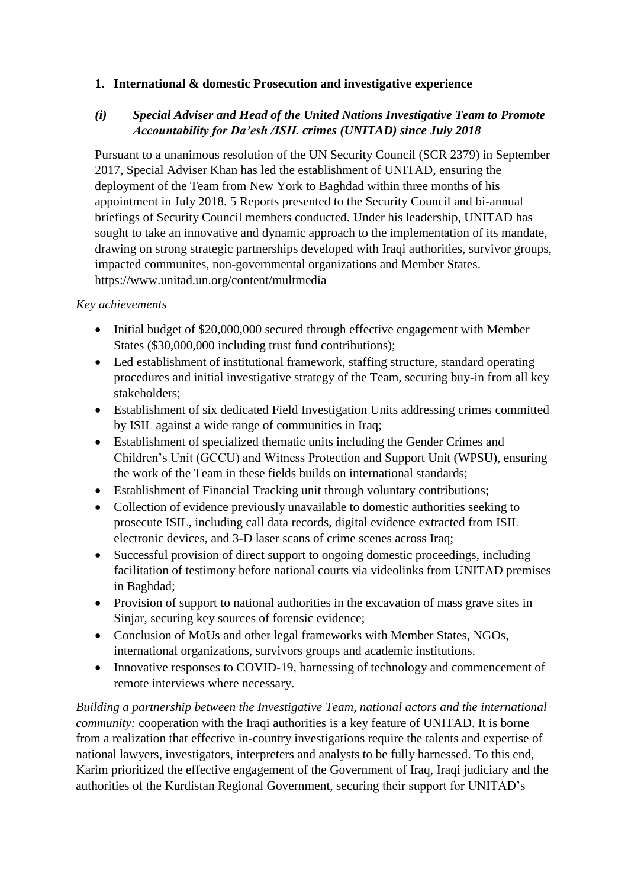## 1. International & domestic Prosecution and investigative experience

### *(i) Special Adviser and Head of the United Nations Investigative Team to Promote Accountability for Da'esh /ISIL crimes (UNITAD) since July 2018*

Pursuant to a unanimous resolution of the UN Security Council (SCR 2379) in September 2017, Special Adviser Khan has led the establishment of UNITAD, ensuring the deployment of the Team from New York to Baghdad within three months of his appointment in July 2018. 5 Reports presented to the Security Council and bi-annual briefings of Security Council members conducted. Under his leadership, UNITAD has sought to take an innovative and dynamic approach to the implementation of its mandate, drawing on strong strategic partnerships developed with Iraqi authorities, survivor groups, impacted communites, non-governmental organizations and Member States. https://www.unitad.un.org/content/multmedia

*Key achievements*

- Initial budget of $20,000,000 secured through effective engagement with Member States ($30,000,000 including trust fund contributions);
- Led establishment of institutional framework, staffing structure, standard operating procedures and initial investigative strategy of the Team, securing buy-in from all key stakeholders;
- Establishment of six dedicated Field Investigation Units addressing crimes committed by ISIL against a wide range of communities in Iraq;
- Establishment of specialized thematic units including the Gender Crimes and Children's Unit (GCCU) and Witness Protection and Support Unit (WPSU), ensuring the work of the Team in these fields builds on international standards;
- Establishment of Financial Tracking unit through voluntary contributions;
- Collection of evidence previously unavailable to domestic authorities seeking to prosecute ISIL, including call data records, digital evidence extracted from ISIL electronic devices, and 3-D laser scans of crime scenes across Iraq;
- Successful provision of direct support to ongoing domestic proceedings, including facilitation of testimony before national courts via videolinks from UNITAD premises in Baghdad;
- Provision of support to national authorities in the excavation of mass grave sites in Sinjar, securing key sources of forensic evidence;
- Conclusion of MoUs and other legal frameworks with Member States, NGOs, international organizations, survivors groups and academic institutions.
- Innovative responses to COVID-19, harnessing of technology and commencement of remote interviews where necessary.

*Building a partnership between the Investigative Team, national actors and the international community:* cooperation with the Iraqi authorities is a key feature of UNITAD. It is borne from a realization that effective in-country investigations require the talents and expertise of national lawyers, investigators, interpreters and analysts to be fully harnessed. To this end, Karim prioritized the effective engagement of the Government of Iraq, Iraqi judiciary and the authorities of the Kurdistan Regional Government, securing their support for UNITAD's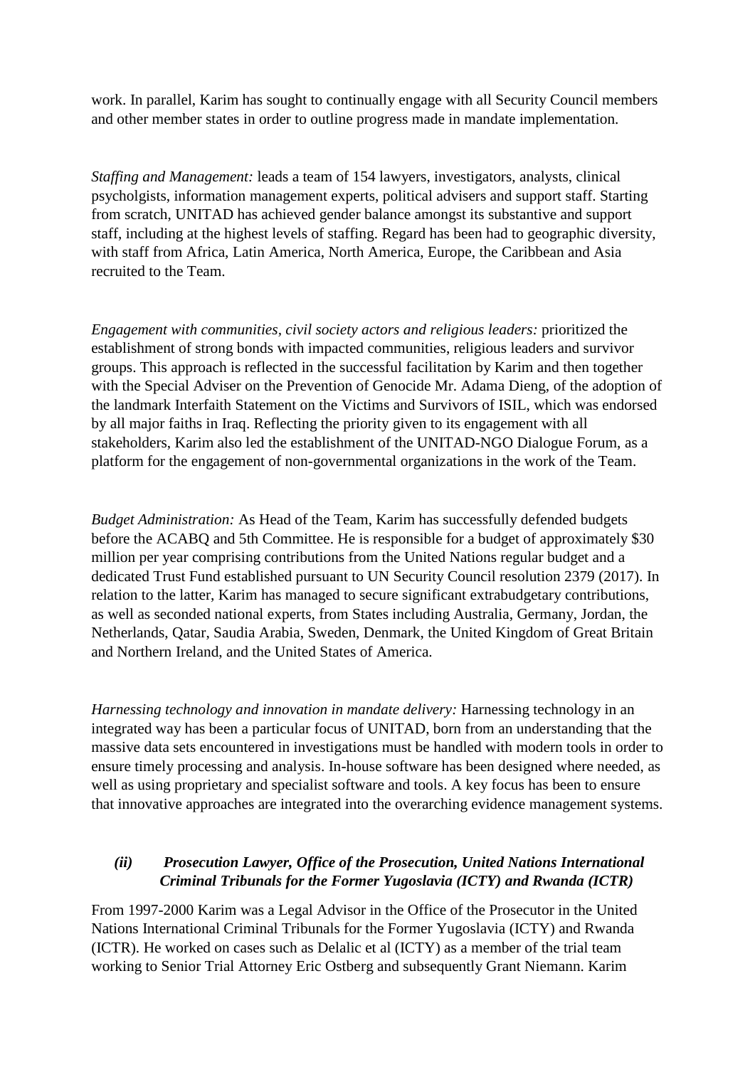work. In parallel, Karim has sought to continually engage with all Security Council members and other member states in order to outline progress made in mandate implementation.

*Staffing and Management:* leads a team of 154 lawyers, investigators, analysts, clinical psycholgists, information management experts, political advisers and support staff. Starting from scratch, UNITAD has achieved gender balance amongst its substantive and support staff, including at the highest levels of staffing. Regard has been had to geographic diversity, with staff from Africa, Latin America, North America, Europe, the Caribbean and Asia recruited to the Team.

*Engagement with communities, civil society actors and religious leaders:* prioritized the establishment of strong bonds with impacted communities, religious leaders and survivor groups. This approach is reflected in the successful facilitation by Karim and then together with the Special Adviser on the Prevention of Genocide Mr. Adama Dieng, of the adoption of the landmark Interfaith Statement on the Victims and Survivors of ISIL, which was endorsed by all major faiths in Iraq. Reflecting the priority given to its engagement with all stakeholders, Karim also led the establishment of the UNITAD-NGO Dialogue Forum, as a platform for the engagement of non-governmental organizations in the work of the Team.

*Budget Administration:* As Head of the Team, Karim has successfully defended budgets before the ACABQ and 5th Committee. He is responsible for a budget of approximately $30 million per year comprising contributions from the United Nations regular budget and a dedicated Trust Fund established pursuant to UN Security Council resolution 2379 (2017). In relation to the latter, Karim has managed to secure significant extrabudgetary contributions, as well as seconded national experts, from States including Australia, Germany, Jordan, the Netherlands, Qatar, Saudia Arabia, Sweden, Denmark, the United Kingdom of Great Britain and Northern Ireland, and the United States of America.

*Harnessing technology and innovation in mandate delivery:* Harnessing technology in an integrated way has been a particular focus of UNITAD, born from an understanding that the massive data sets encountered in investigations must be handled with modern tools in order to ensure timely processing and analysis. In-house software has been designed where needed, as well as using proprietary and specialist software and tools. A key focus has been to ensure that innovative approaches are integrated into the overarching evidence management systems.

### *(ii) Prosecution Lawyer, Office of the Prosecution, United Nations International Criminal Tribunals for the Former Yugoslavia (ICTY) and Rwanda (ICTR)*

From 1997-2000 Karim was a Legal Advisor in the Office of the Prosecutor in the United Nations International Criminal Tribunals for the Former Yugoslavia (ICTY) and Rwanda (ICTR). He worked on cases such as Delalic et al (ICTY) as a member of the trial team working to Senior Trial Attorney Eric Ostberg and subsequently Grant Niemann. Karim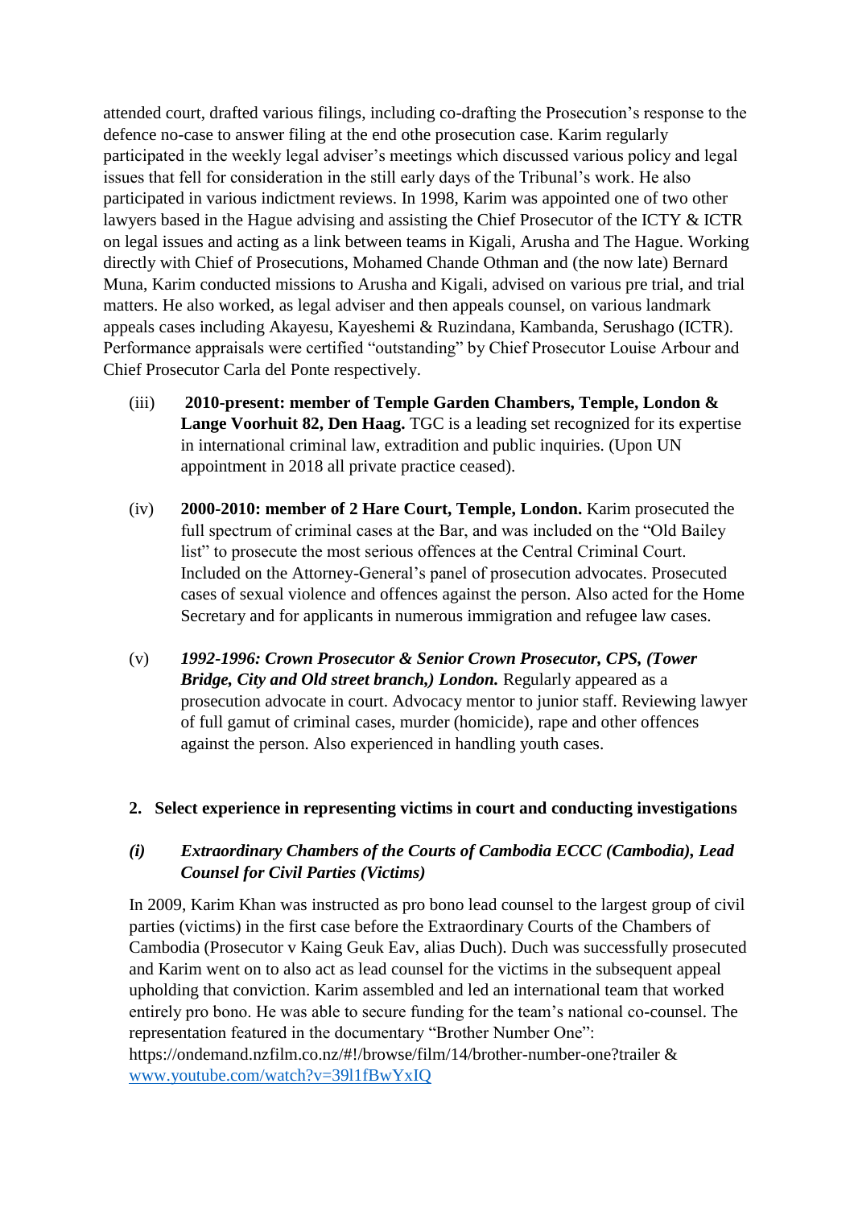attended court, drafted various filings, including co-drafting the Prosecution's response to the defence no-case to answer filing at the end othe prosecution case. Karim regularly participated in the weekly legal adviser's meetings which discussed various policy and legal issues that fell for consideration in the still early days of the Tribunal's work. He also participated in various indictment reviews. In 1998, Karim was appointed one of two other lawyers based in the Hague advising and assisting the Chief Prosecutor of the ICTY & ICTR on legal issues and acting as a link between teams in Kigali, Arusha and The Hague. Working directly with Chief of Prosecutions, Mohamed Chande Othman and (the now late) Bernard Muna, Karim conducted missions to Arusha and Kigali, advised on various pre trial, and trial matters. He also worked, as legal adviser and then appeals counsel, on various landmark appeals cases including Akayesu, Kayeshemi & Ruzindana, Kambanda, Serushago (ICTR). Performance appraisals were certified "outstanding" by Chief Prosecutor Louise Arbour and Chief Prosecutor Carla del Ponte respectively.

(iii) **2010-present: member of Temple Garden Chambers, Temple, London & Lange Voorhuit 82, Den Haag.** TGC is a leading set recognized for its expertise in international criminal law, extradition and public inquiries. (Upon UN appointment in 2018 all private practice ceased).

(iv) **2000-2010: member of 2 Hare Court, Temple, London.** Karim prosecuted the full spectrum of criminal cases at the Bar, and was included on the "Old Bailey list" to prosecute the most serious offences at the Central Criminal Court. Included on the Attorney-General's panel of prosecution advocates. Prosecuted cases of sexual violence and offences against the person. Also acted for the Home Secretary and for applicants in numerous immigration and refugee law cases.

(v) ***1992-1996: Crown Prosecutor & Senior Crown Prosecutor, CPS, (Tower Bridge, City and Old street branch,) London.*** Regularly appeared as a prosecution advocate in court. Advocacy mentor to junior staff. Reviewing lawyer of full gamut of criminal cases, murder (homicide), rape and other offences against the person. Also experienced in handling youth cases.

## 2. Select experience in representing victims in court and conducting investigations

### *(i) Extraordinary Chambers of the Courts of Cambodia ECCC (Cambodia), Lead Counsel for Civil Parties (Victims)*

In 2009, Karim Khan was instructed as pro bono lead counsel to the largest group of civil parties (victims) in the first case before the Extraordinary Courts of the Chambers of Cambodia (Prosecutor v Kaing Geuk Eav, alias Duch). Duch was successfully prosecuted and Karim went on to also act as lead counsel for the victims in the subsequent appeal upholding that conviction. Karim assembled and led an international team that worked entirely pro bono. He was able to secure funding for the team's national co-counsel. The representation featured in the documentary "Brother Number One": https://ondemand.nzfilm.co.nz/#!/browse/film/14/brother-number-one?trailer & www.youtube.com/watch?v=39l1fBwYxIQ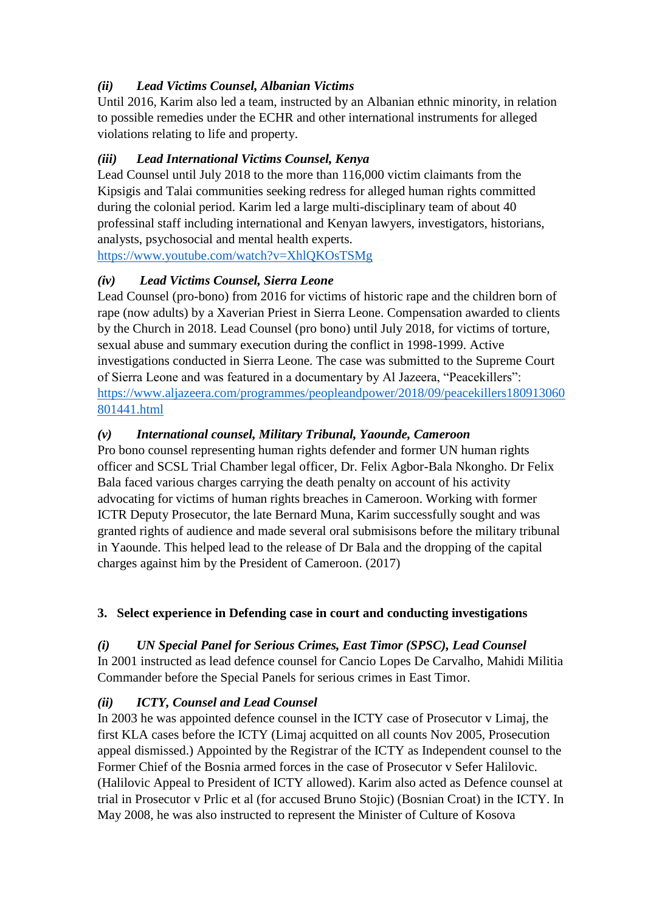***(ii) Lead Victims Counsel, Albanian Victims***

Until 2016, Karim also led a team, instructed by an Albanian ethnic minority, in relation to possible remedies under the ECHR and other international instruments for alleged violations relating to life and property.

***(iii) Lead International Victims Counsel, Kenya***

Lead Counsel until July 2018 to the more than 116,000 victim claimants from the Kipsigis and Talai communities seeking redress for alleged human rights committed during the colonial period. Karim led a large multi-disciplinary team of about 40 professinal staff including international and Kenyan lawyers, investigators, historians, analysts, psychosocial and mental health experts.
https://www.youtube.com/watch?v=XhlQKOsTSMg

***(iv) Lead Victims Counsel, Sierra Leone***

Lead Counsel (pro-bono) from 2016 for victims of historic rape and the children born of rape (now adults) by a Xaverian Priest in Sierra Leone. Compensation awarded to clients by the Church in 2018. Lead Counsel (pro bono) until July 2018, for victims of torture, sexual abuse and summary execution during the conflict in 1998-1999. Active investigations conducted in Sierra Leone. The case was submitted to the Supreme Court of Sierra Leone and was featured in a documentary by Al Jazeera, "Peacekillers":
https://www.aljazeera.com/programmes/peopleandpower/2018/09/peacekillers180913060801441.html

***(v) International counsel, Military Tribunal, Yaounde, Cameroon***

Pro bono counsel representing human rights defender and former UN human rights officer and SCSL Trial Chamber legal officer, Dr. Felix Agbor-Bala Nkongho. Dr Felix Bala faced various charges carrying the death penalty on account of his activity advocating for victims of human rights breaches in Cameroon. Working with former ICTR Deputy Prosecutor, the late Bernard Muna, Karim successfully sought and was granted rights of audience and made several oral submisisons before the military tribunal in Yaounde. This helped lead to the release of Dr Bala and the dropping of the capital charges against him by the President of Cameroon. (2017)

**3. Select experience in Defending case in court and conducting investigations**

***(i) UN Special Panel for Serious Crimes, East Timor (SPSC), Lead Counsel***

In 2001 instructed as lead defence counsel for Cancio Lopes De Carvalho, Mahidi Militia Commander before the Special Panels for serious crimes in East Timor.

***(ii) ICTY, Counsel and Lead Counsel***

In 2003 he was appointed defence counsel in the ICTY case of Prosecutor v Limaj, the first KLA cases before the ICTY (Limaj acquitted on all counts Nov 2005, Prosecution appeal dismissed.) Appointed by the Registrar of the ICTY as Independent counsel to the Former Chief of the Bosnia armed forces in the case of Prosecutor v Sefer Halilovic. (Halilovic Appeal to President of ICTY allowed). Karim also acted as Defence counsel at trial in Prosecutor v Prlic et al (for accused Bruno Stojic) (Bosnian Croat) in the ICTY. In May 2008, he was also instructed to represent the Minister of Culture of Kosova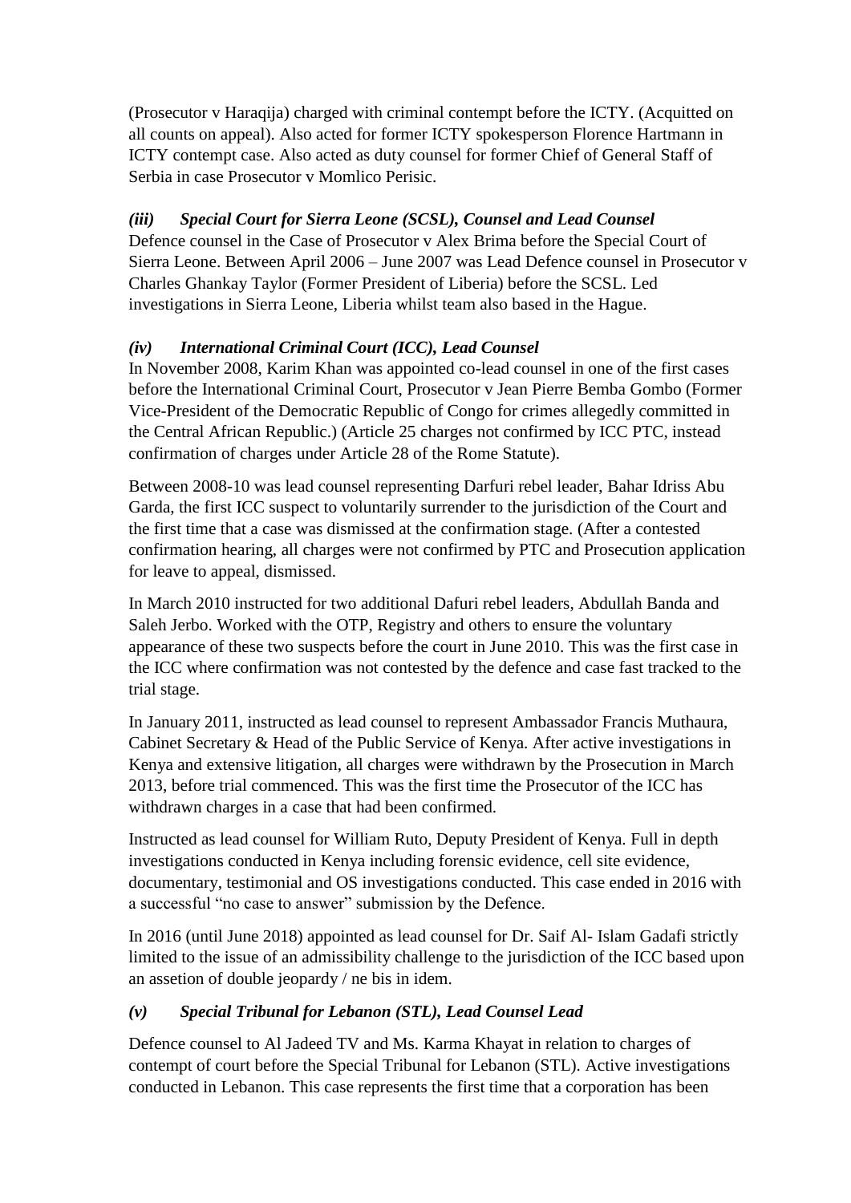(Prosecutor v Haraqija) charged with criminal contempt before the ICTY. (Acquitted on all counts on appeal). Also acted for former ICTY spokesperson Florence Hartmann in ICTY contempt case. Also acted as duty counsel for former Chief of General Staff of Serbia in case Prosecutor v Momlico Perisic.

### *(iii) Special Court for Sierra Leone (SCSL), Counsel and Lead Counsel*

Defence counsel in the Case of Prosecutor v Alex Brima before the Special Court of Sierra Leone. Between April 2006 – June 2007 was Lead Defence counsel in Prosecutor v Charles Ghankay Taylor (Former President of Liberia) before the SCSL. Led investigations in Sierra Leone, Liberia whilst team also based in the Hague.

### *(iv) International Criminal Court (ICC), Lead Counsel*

In November 2008, Karim Khan was appointed co-lead counsel in one of the first cases before the International Criminal Court, Prosecutor v Jean Pierre Bemba Gombo (Former Vice-President of the Democratic Republic of Congo for crimes allegedly committed in the Central African Republic.) (Article 25 charges not confirmed by ICC PTC, instead confirmation of charges under Article 28 of the Rome Statute).

Between 2008-10 was lead counsel representing Darfuri rebel leader, Bahar Idriss Abu Garda, the first ICC suspect to voluntarily surrender to the jurisdiction of the Court and the first time that a case was dismissed at the confirmation stage. (After a contested confirmation hearing, all charges were not confirmed by PTC and Prosecution application for leave to appeal, dismissed.

In March 2010 instructed for two additional Dafuri rebel leaders, Abdullah Banda and Saleh Jerbo. Worked with the OTP, Registry and others to ensure the voluntary appearance of these two suspects before the court in June 2010. This was the first case in the ICC where confirmation was not contested by the defence and case fast tracked to the trial stage.

In January 2011, instructed as lead counsel to represent Ambassador Francis Muthaura, Cabinet Secretary & Head of the Public Service of Kenya. After active investigations in Kenya and extensive litigation, all charges were withdrawn by the Prosecution in March 2013, before trial commenced. This was the first time the Prosecutor of the ICC has withdrawn charges in a case that had been confirmed.

Instructed as lead counsel for William Ruto, Deputy President of Kenya. Full in depth investigations conducted in Kenya including forensic evidence, cell site evidence, documentary, testimonial and OS investigations conducted. This case ended in 2016 with a successful "no case to answer" submission by the Defence.

In 2016 (until June 2018) appointed as lead counsel for Dr. Saif Al- Islam Gadafi strictly limited to the issue of an admissibility challenge to the jurisdiction of the ICC based upon an assetion of double jeopardy / ne bis in idem.

### *(v) Special Tribunal for Lebanon (STL), Lead Counsel Lead*

Defence counsel to Al Jadeed TV and Ms. Karma Khayat in relation to charges of contempt of court before the Special Tribunal for Lebanon (STL). Active investigations conducted in Lebanon. This case represents the first time that a corporation has been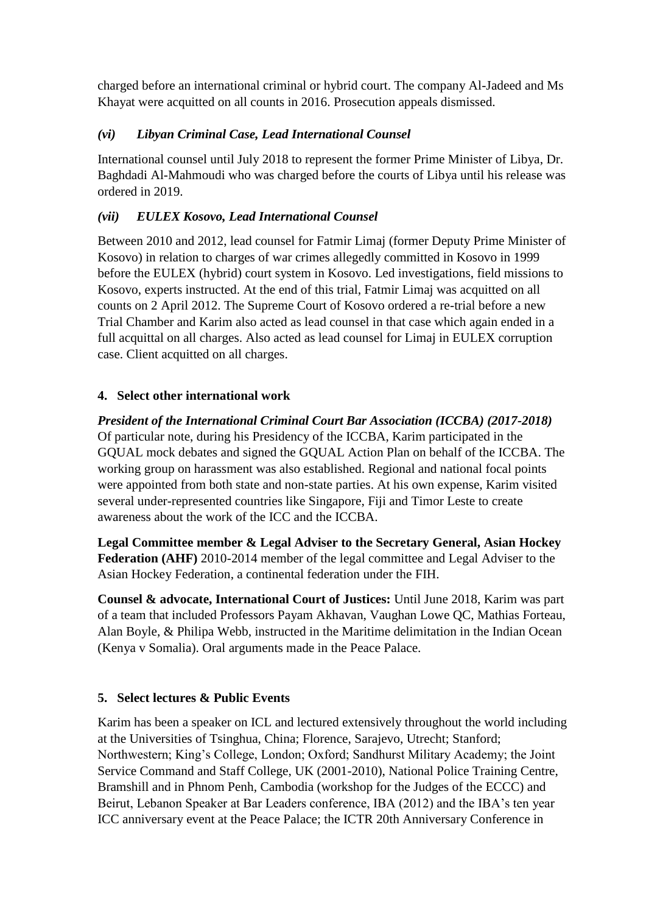charged before an international criminal or hybrid court. The company Al-Jadeed and Ms Khayat were acquitted on all counts in 2016. Prosecution appeals dismissed.

### *(vi) Libyan Criminal Case, Lead International Counsel*

International counsel until July 2018 to represent the former Prime Minister of Libya, Dr. Baghdadi Al-Mahmoudi who was charged before the courts of Libya until his release was ordered in 2019.

### *(vii) EULEX Kosovo, Lead International Counsel*

Between 2010 and 2012, lead counsel for Fatmir Limaj (former Deputy Prime Minister of Kosovo) in relation to charges of war crimes allegedly committed in Kosovo in 1999 before the EULEX (hybrid) court system in Kosovo. Led investigations, field missions to Kosovo, experts instructed. At the end of this trial, Fatmir Limaj was acquitted on all counts on 2 April 2012. The Supreme Court of Kosovo ordered a re-trial before a new Trial Chamber and Karim also acted as lead counsel in that case which again ended in a full acquittal on all charges. Also acted as lead counsel for Limaj in EULEX corruption case. Client acquitted on all charges.

## 4. Select other international work

***President of the International Criminal Court Bar Association (ICCBA) (2017-2018)*** Of particular note, during his Presidency of the ICCBA, Karim participated in the GQUAL mock debates and signed the GQUAL Action Plan on behalf of the ICCBA. The working group on harassment was also established. Regional and national focal points were appointed from both state and non-state parties. At his own expense, Karim visited several under-represented countries like Singapore, Fiji and Timor Leste to create awareness about the work of the ICC and the ICCBA.

**Legal Committee member & Legal Adviser to the Secretary General, Asian Hockey Federation (AHF)** 2010-2014 member of the legal committee and Legal Adviser to the Asian Hockey Federation, a continental federation under the FIH.

**Counsel & advocate, International Court of Justices:** Until June 2018, Karim was part of a team that included Professors Payam Akhavan, Vaughan Lowe QC, Mathias Forteau, Alan Boyle, & Philipa Webb, instructed in the Maritime delimitation in the Indian Ocean (Kenya v Somalia). Oral arguments made in the Peace Palace.

## 5. Select lectures & Public Events

Karim has been a speaker on ICL and lectured extensively throughout the world including at the Universities of Tsinghua, China; Florence, Sarajevo, Utrecht; Stanford; Northwestern; King's College, London; Oxford; Sandhurst Military Academy; the Joint Service Command and Staff College, UK (2001-2010), National Police Training Centre, Bramshill and in Phnom Penh, Cambodia (workshop for the Judges of the ECCC) and Beirut, Lebanon Speaker at Bar Leaders conference, IBA (2012) and the IBA's ten year ICC anniversary event at the Peace Palace; the ICTR 20th Anniversary Conference in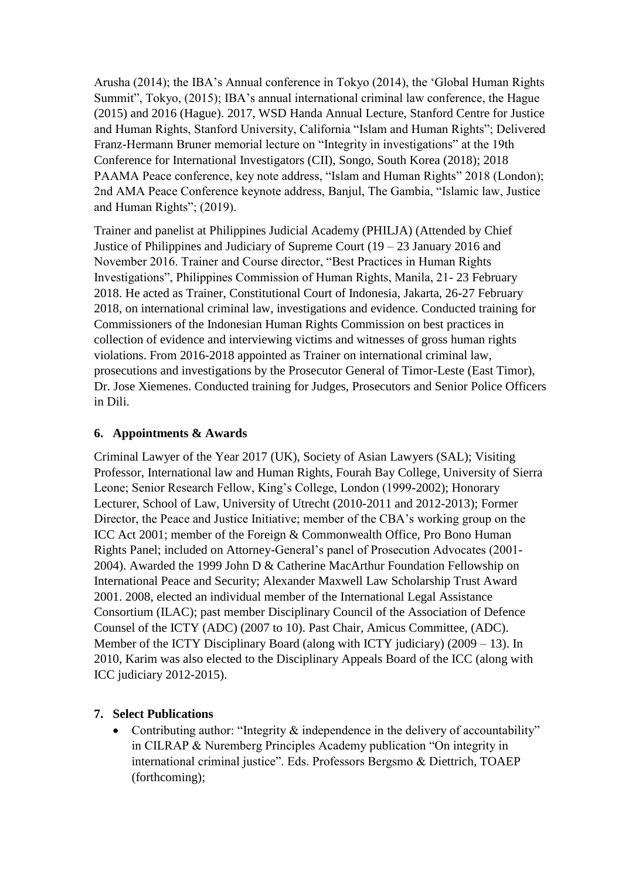Arusha (2014); the IBA's Annual conference in Tokyo (2014), the 'Global Human Rights Summit", Tokyo, (2015); IBA's annual international criminal law conference, the Hague (2015) and 2016 (Hague). 2017, WSD Handa Annual Lecture, Stanford Centre for Justice and Human Rights, Stanford University, California "Islam and Human Rights"; Delivered Franz-Hermann Bruner memorial lecture on "Integrity in investigations" at the 19th Conference for International Investigators (CII), Songo, South Korea (2018); 2018 PAAMA Peace conference, key note address, "Islam and Human Rights" 2018 (London); 2nd AMA Peace Conference keynote address, Banjul, The Gambia, "Islamic law, Justice and Human Rights"; (2019).

Trainer and panelist at Philippines Judicial Academy (PHILJA) (Attended by Chief Justice of Philippines and Judiciary of Supreme Court (19 – 23 January 2016 and November 2016. Trainer and Course director, "Best Practices in Human Rights Investigations", Philippines Commission of Human Rights, Manila, 21- 23 February 2018. He acted as Trainer, Constitutional Court of Indonesia, Jakarta, 26-27 February 2018, on international criminal law, investigations and evidence. Conducted training for Commissioners of the Indonesian Human Rights Commission on best practices in collection of evidence and interviewing victims and witnesses of gross human rights violations. From 2016-2018 appointed as Trainer on international criminal law, prosecutions and investigations by the Prosecutor General of Timor-Leste (East Timor), Dr. Jose Xiemenes. Conducted training for Judges, Prosecutors and Senior Police Officers in Dili.

## 6. Appointments & Awards

Criminal Lawyer of the Year 2017 (UK), Society of Asian Lawyers (SAL); Visiting Professor, International law and Human Rights, Fourah Bay College, University of Sierra Leone; Senior Research Fellow, King's College, London (1999-2002); Honorary Lecturer, School of Law, University of Utrecht (2010-2011 and 2012-2013); Former Director, the Peace and Justice Initiative; member of the CBA's working group on the ICC Act 2001; member of the Foreign & Commonwealth Office, Pro Bono Human Rights Panel; included on Attorney-General's panel of Prosecution Advocates (2001-2004). Awarded the 1999 John D & Catherine MacArthur Foundation Fellowship on International Peace and Security; Alexander Maxwell Law Scholarship Trust Award 2001. 2008, elected an individual member of the International Legal Assistance Consortium (ILAC); past member Disciplinary Council of the Association of Defence Counsel of the ICTY (ADC) (2007 to 10). Past Chair, Amicus Committee, (ADC). Member of the ICTY Disciplinary Board (along with ICTY judiciary) (2009 – 13). In 2010, Karim was also elected to the Disciplinary Appeals Board of the ICC (along with ICC judiciary 2012-2015).

## 7. Select Publications

- Contributing author: "Integrity & independence in the delivery of accountability" in CILRAP & Nuremberg Principles Academy publication "On integrity in international criminal justice". Eds. Professors Bergsmo & Diettrich, TOAEP (forthcoming);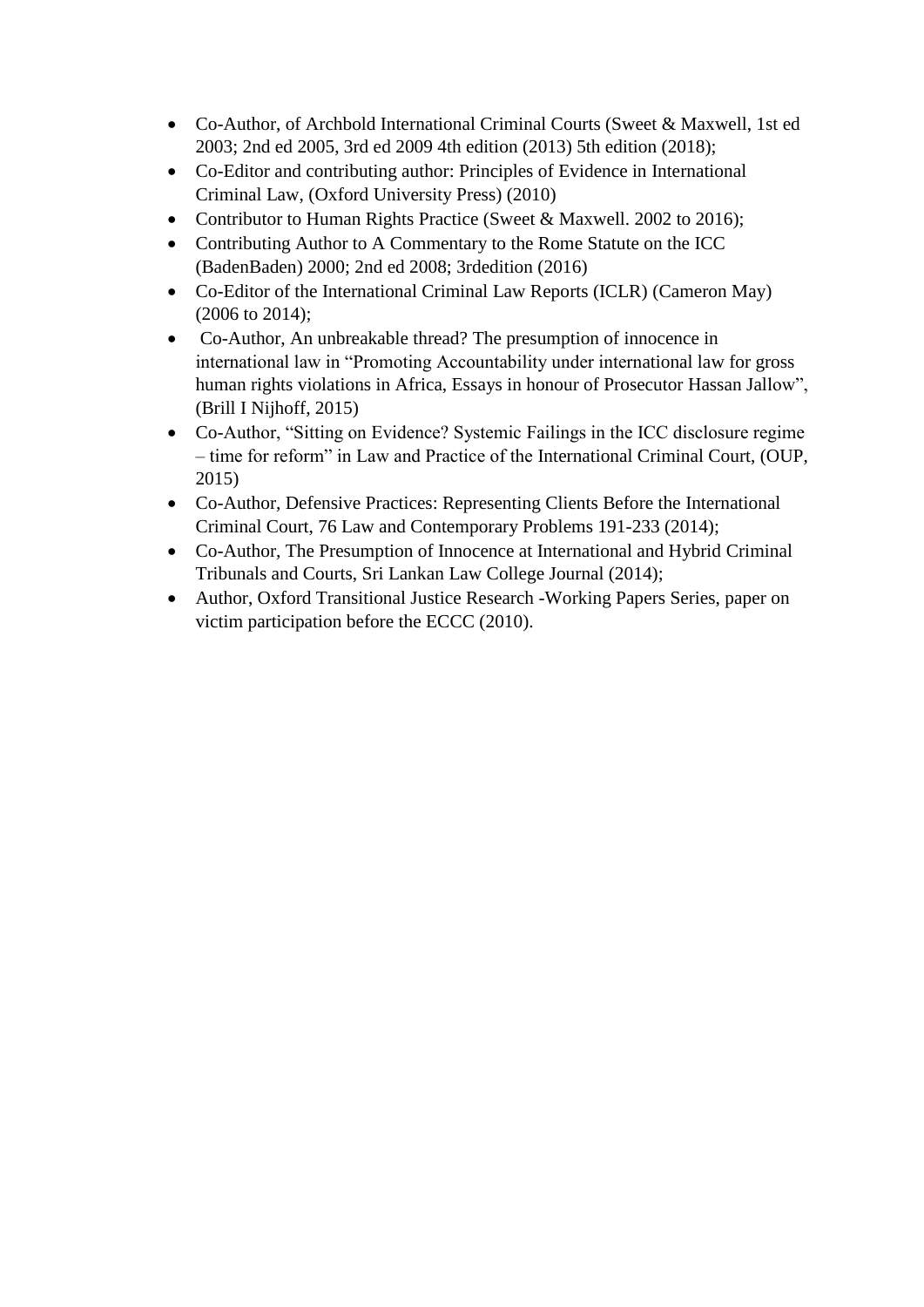- Co-Author, of Archbold International Criminal Courts (Sweet & Maxwell, 1st ed 2003; 2nd ed 2005, 3rd ed 2009 4th edition (2013) 5th edition (2018);
- Co-Editor and contributing author: Principles of Evidence in International Criminal Law, (Oxford University Press) (2010)
- Contributor to Human Rights Practice (Sweet & Maxwell. 2002 to 2016);
- Contributing Author to A Commentary to the Rome Statute on the ICC (BadenBaden) 2000; 2nd ed 2008; 3rdedition (2016)
- Co-Editor of the International Criminal Law Reports (ICLR) (Cameron May) (2006 to 2014);
- Co-Author, An unbreakable thread? The presumption of innocence in international law in "Promoting Accountability under international law for gross human rights violations in Africa, Essays in honour of Prosecutor Hassan Jallow", (Brill I Nijhoff, 2015)
- Co-Author, "Sitting on Evidence? Systemic Failings in the ICC disclosure regime – time for reform" in Law and Practice of the International Criminal Court, (OUP, 2015)
- Co-Author, Defensive Practices: Representing Clients Before the International Criminal Court, 76 Law and Contemporary Problems 191-233 (2014);
- Co-Author, The Presumption of Innocence at International and Hybrid Criminal Tribunals and Courts, Sri Lankan Law College Journal (2014);
- Author, Oxford Transitional Justice Research -Working Papers Series, paper on victim participation before the ECCC (2010).